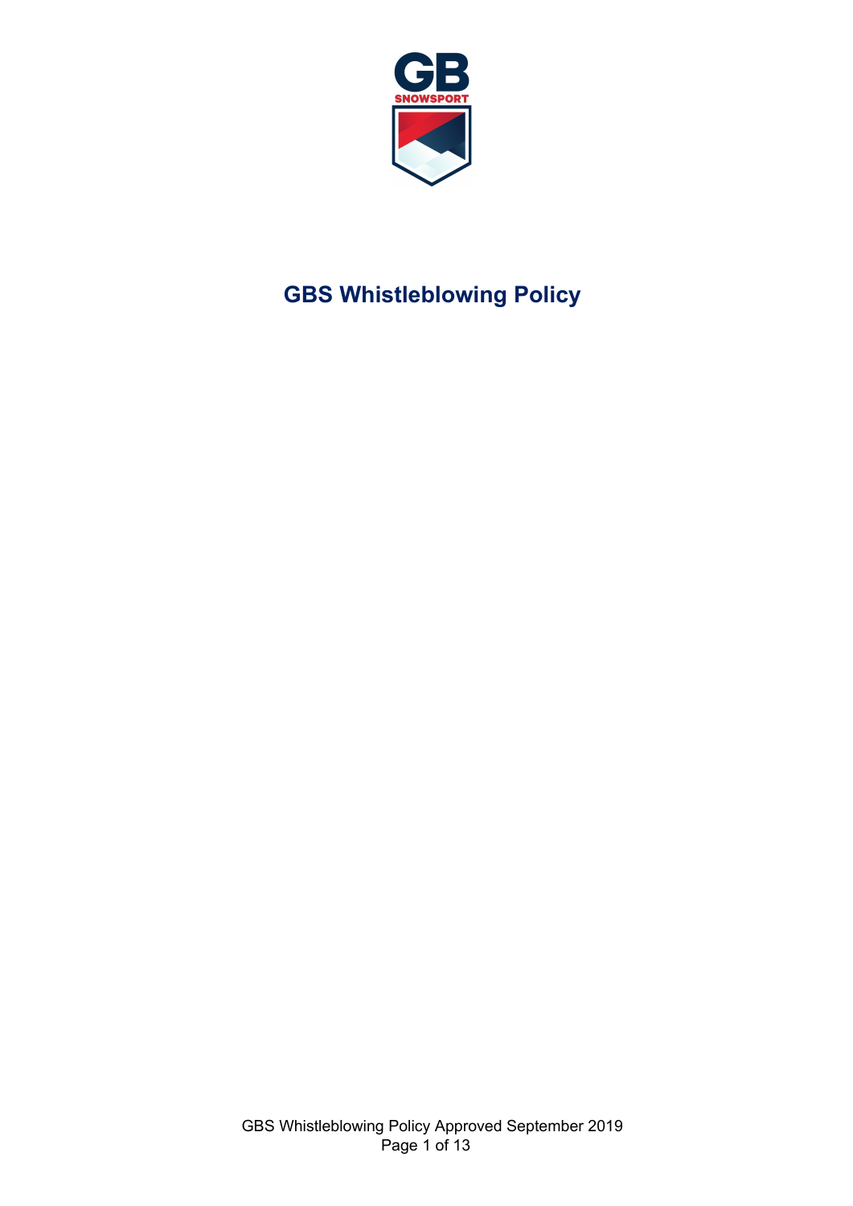# GBS Whistleblowing Policy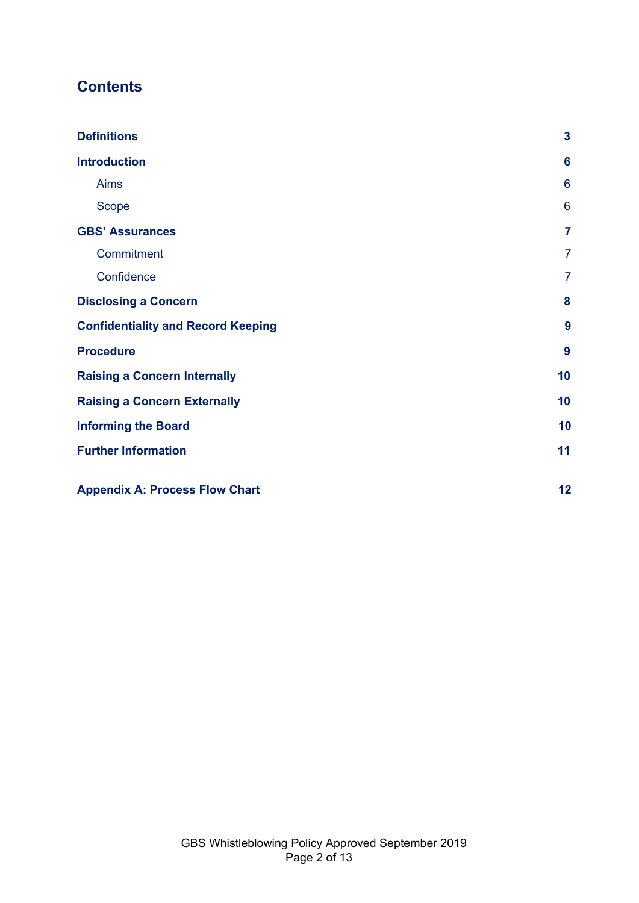## Contents

| | |
|---|---|
| **Definitions** | **3** |
| **Introduction** | **6** |
| Aims | 6 |
| Scope | 6 |
| **GBS' Assurances** | **7** |
| Commitment | 7 |
| Confidence | 7 |
| **Disclosing a Concern** | **8** |
| **Confidentiality and Record Keeping** | **9** |
| **Procedure** | **9** |
| **Raising a Concern Internally** | **10** |
| **Raising a Concern Externally** | **10** |
| **Informing the Board** | **10** |
| **Further Information** | **11** |
| **Appendix A: Process Flow Chart** | **12** |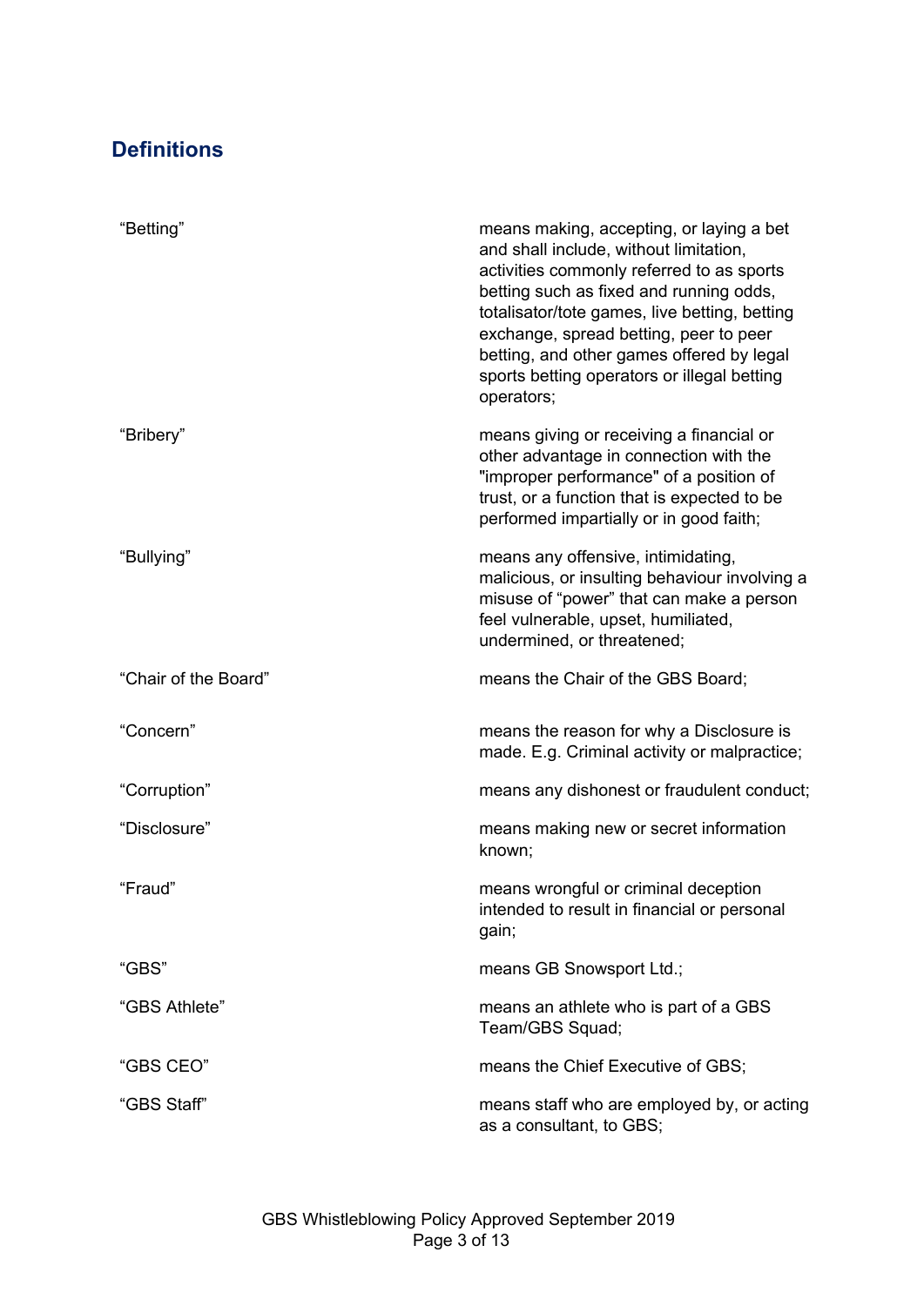## Definitions

| | |
|---|---|
| "Betting" | means making, accepting, or laying a bet and shall include, without limitation, activities commonly referred to as sports betting such as fixed and running odds, totalisator/tote games, live betting, betting exchange, spread betting, peer to peer betting, and other games offered by legal sports betting operators or illegal betting operators; |
| "Bribery" | means giving or receiving a financial or other advantage in connection with the "improper performance" of a position of trust, or a function that is expected to be performed impartially or in good faith; |
| "Bullying" | means any offensive, intimidating, malicious, or insulting behaviour involving a misuse of "power" that can make a person feel vulnerable, upset, humiliated, undermined, or threatened; |
| "Chair of the Board" | means the Chair of the GBS Board; |
| "Concern" | means the reason for why a Disclosure is made. E.g. Criminal activity or malpractice; |
| "Corruption" | means any dishonest or fraudulent conduct; |
| "Disclosure" | means making new or secret information known; |
| "Fraud" | means wrongful or criminal deception intended to result in financial or personal gain; |
| "GBS" | means GB Snowsport Ltd.; |
| "GBS Athlete" | means an athlete who is part of a GBS Team/GBS Squad; |
| "GBS CEO" | means the Chief Executive of GBS; |
| "GBS Staff" | means staff who are employed by, or acting as a consultant, to GBS; |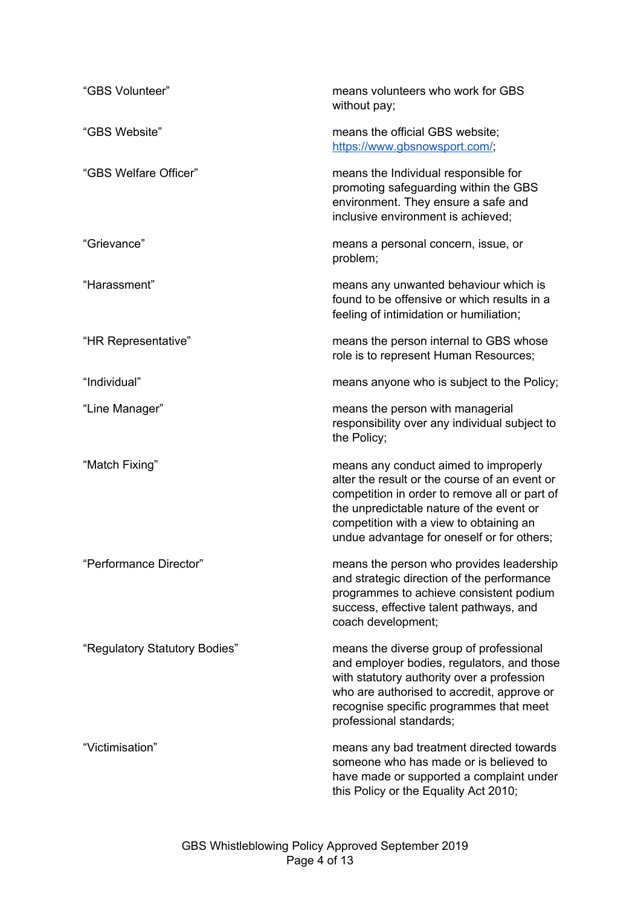| | |
|---|---|
| "GBS Volunteer" | means volunteers who work for GBS without pay; |
| "GBS Website" | means the official GBS website; [https://www.gbsnowsport.com/](https://www.gbsnowsport.com/); |
| "GBS Welfare Officer" | means the Individual responsible for promoting safeguarding within the GBS environment. They ensure a safe and inclusive environment is achieved; |
| "Grievance" | means a personal concern, issue, or problem; |
| "Harassment" | means any unwanted behaviour which is found to be offensive or which results in a feeling of intimidation or humiliation; |
| "HR Representative" | means the person internal to GBS whose role is to represent Human Resources; |
| "Individual" | means anyone who is subject to the Policy; |
| "Line Manager" | means the person with managerial responsibility over any individual subject to the Policy; |
| "Match Fixing" | means any conduct aimed to improperly alter the result or the course of an event or competition in order to remove all or part of the unpredictable nature of the event or competition with a view to obtaining an undue advantage for oneself or for others; |
| "Performance Director" | means the person who provides leadership and strategic direction of the performance programmes to achieve consistent podium success, effective talent pathways, and coach development; |
| "Regulatory Statutory Bodies" | means the diverse group of professional and employer bodies, regulators, and those with statutory authority over a profession who are authorised to accredit, approve or recognise specific programmes that meet professional standards; |
| "Victimisation" | means any bad treatment directed towards someone who has made or is believed to have made or supported a complaint under this Policy or the Equality Act 2010; |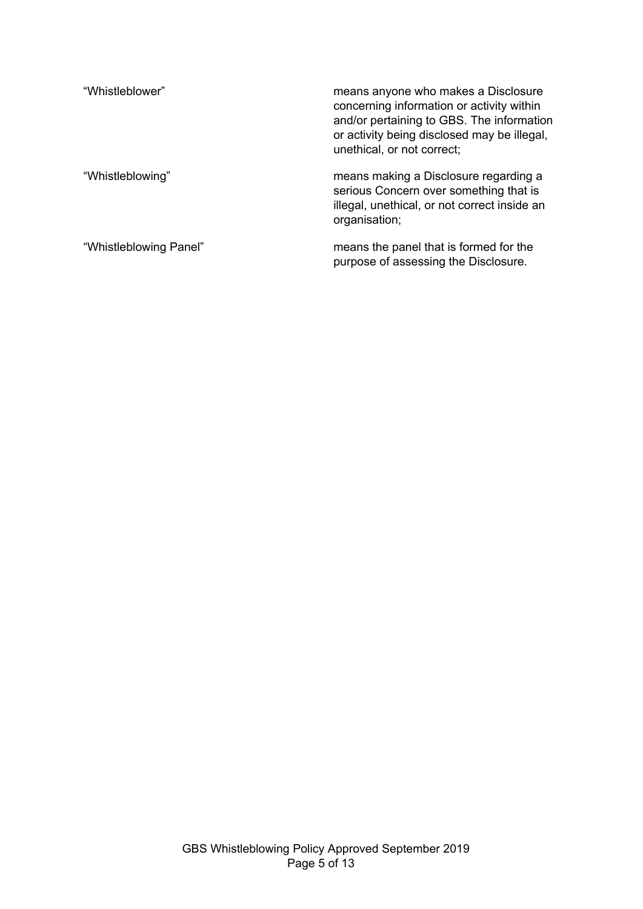| | |
|---|---|
| "Whistleblower" | means anyone who makes a Disclosure concerning information or activity within and/or pertaining to GBS. The information or activity being disclosed may be illegal, unethical, or not correct; |
| "Whistleblowing" | means making a Disclosure regarding a serious Concern over something that is illegal, unethical, or not correct inside an organisation; |
| "Whistleblowing Panel" | means the panel that is formed for the purpose of assessing the Disclosure. |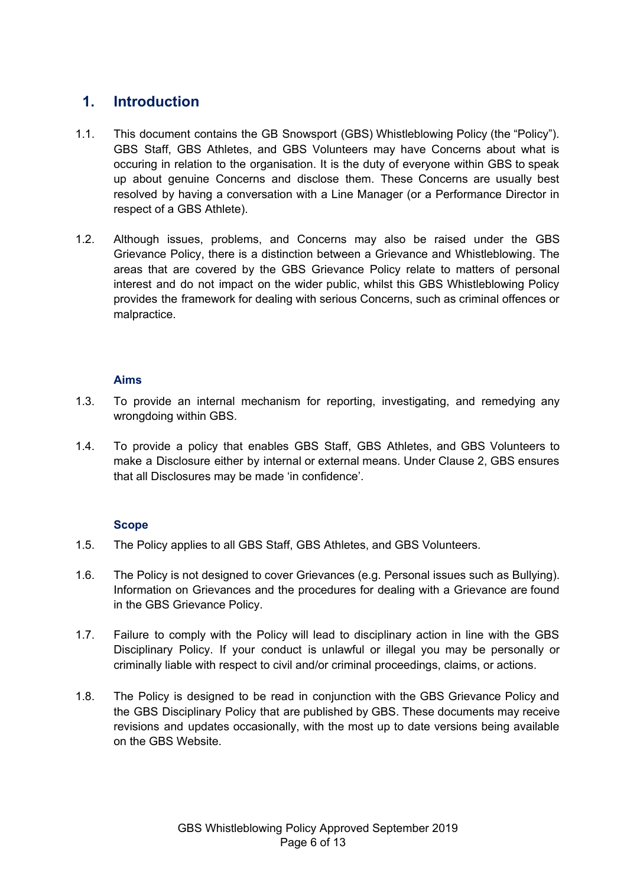## 1. Introduction

1.1. This document contains the GB Snowsport (GBS) Whistleblowing Policy (the "Policy"). GBS Staff, GBS Athletes, and GBS Volunteers may have Concerns about what is occuring in relation to the organisation. It is the duty of everyone within GBS to speak up about genuine Concerns and disclose them. These Concerns are usually best resolved by having a conversation with a Line Manager (or a Performance Director in respect of a GBS Athlete).

1.2. Although issues, problems, and Concerns may also be raised under the GBS Grievance Policy, there is a distinction between a Grievance and Whistleblowing. The areas that are covered by the GBS Grievance Policy relate to matters of personal interest and do not impact on the wider public, whilst this GBS Whistleblowing Policy provides the framework for dealing with serious Concerns, such as criminal offences or malpractice.

### Aims

1.3. To provide an internal mechanism for reporting, investigating, and remedying any wrongdoing within GBS.

1.4. To provide a policy that enables GBS Staff, GBS Athletes, and GBS Volunteers to make a Disclosure either by internal or external means. Under Clause 2, GBS ensures that all Disclosures may be made 'in confidence'.

### Scope

1.5. The Policy applies to all GBS Staff, GBS Athletes, and GBS Volunteers.

1.6. The Policy is not designed to cover Grievances (e.g. Personal issues such as Bullying). Information on Grievances and the procedures for dealing with a Grievance are found in the GBS Grievance Policy.

1.7. Failure to comply with the Policy will lead to disciplinary action in line with the GBS Disciplinary Policy. If your conduct is unlawful or illegal you may be personally or criminally liable with respect to civil and/or criminal proceedings, claims, or actions.

1.8. The Policy is designed to be read in conjunction with the GBS Grievance Policy and the GBS Disciplinary Policy that are published by GBS. These documents may receive revisions and updates occasionally, with the most up to date versions being available on the GBS Website.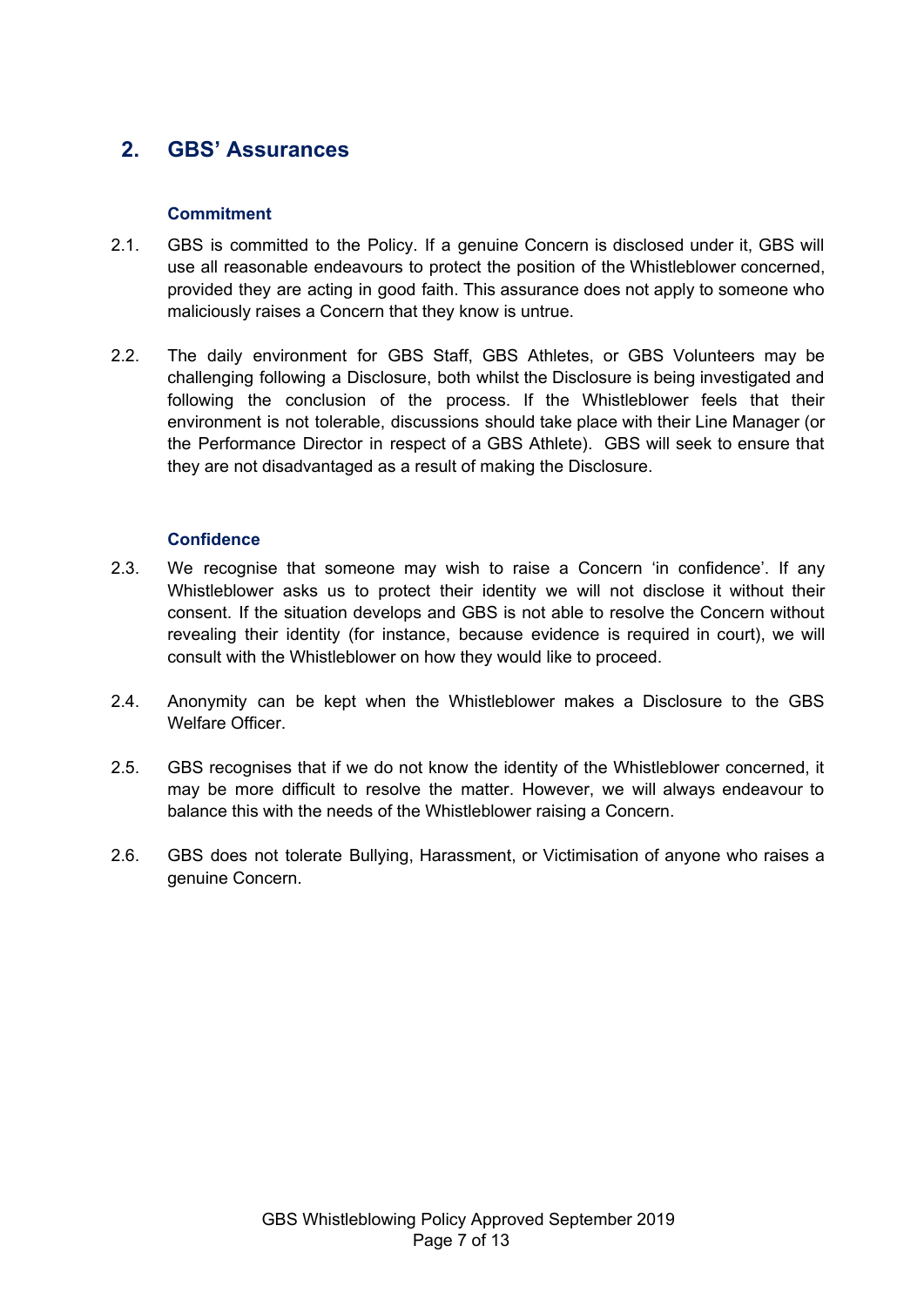## 2. GBS' Assurances

### Commitment

2.1. GBS is committed to the Policy. If a genuine Concern is disclosed under it, GBS will use all reasonable endeavours to protect the position of the Whistleblower concerned, provided they are acting in good faith. This assurance does not apply to someone who maliciously raises a Concern that they know is untrue.

2.2. The daily environment for GBS Staff, GBS Athletes, or GBS Volunteers may be challenging following a Disclosure, both whilst the Disclosure is being investigated and following the conclusion of the process. If the Whistleblower feels that their environment is not tolerable, discussions should take place with their Line Manager (or the Performance Director in respect of a GBS Athlete). GBS will seek to ensure that they are not disadvantaged as a result of making the Disclosure.

### Confidence

2.3. We recognise that someone may wish to raise a Concern 'in confidence'. If any Whistleblower asks us to protect their identity we will not disclose it without their consent. If the situation develops and GBS is not able to resolve the Concern without revealing their identity (for instance, because evidence is required in court), we will consult with the Whistleblower on how they would like to proceed.

2.4. Anonymity can be kept when the Whistleblower makes a Disclosure to the GBS Welfare Officer.

2.5. GBS recognises that if we do not know the identity of the Whistleblower concerned, it may be more difficult to resolve the matter. However, we will always endeavour to balance this with the needs of the Whistleblower raising a Concern.

2.6. GBS does not tolerate Bullying, Harassment, or Victimisation of anyone who raises a genuine Concern.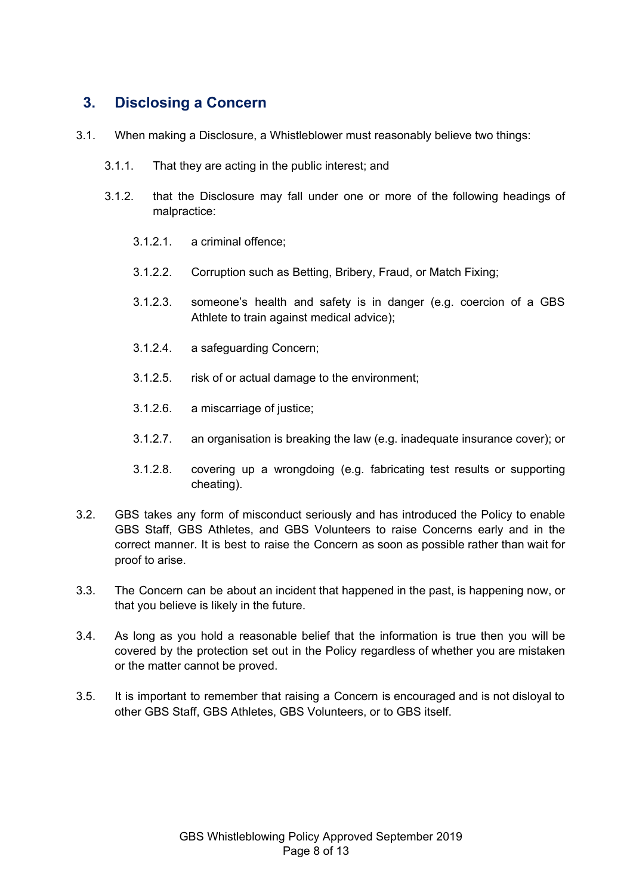## 3. Disclosing a Concern

3.1. When making a Disclosure, a Whistleblower must reasonably believe two things:

3.1.1. That they are acting in the public interest; and

3.1.2. that the Disclosure may fall under one or more of the following headings of malpractice:

3.1.2.1. a criminal offence;

3.1.2.2. Corruption such as Betting, Bribery, Fraud, or Match Fixing;

3.1.2.3. someone's health and safety is in danger (e.g. coercion of a GBS Athlete to train against medical advice);

3.1.2.4. a safeguarding Concern;

3.1.2.5. risk of or actual damage to the environment;

3.1.2.6. a miscarriage of justice;

3.1.2.7. an organisation is breaking the law (e.g. inadequate insurance cover); or

3.1.2.8. covering up a wrongdoing (e.g. fabricating test results or supporting cheating).

3.2. GBS takes any form of misconduct seriously and has introduced the Policy to enable GBS Staff, GBS Athletes, and GBS Volunteers to raise Concerns early and in the correct manner. It is best to raise the Concern as soon as possible rather than wait for proof to arise.

3.3. The Concern can be about an incident that happened in the past, is happening now, or that you believe is likely in the future.

3.4. As long as you hold a reasonable belief that the information is true then you will be covered by the protection set out in the Policy regardless of whether you are mistaken or the matter cannot be proved.

3.5. It is important to remember that raising a Concern is encouraged and is not disloyal to other GBS Staff, GBS Athletes, GBS Volunteers, or to GBS itself.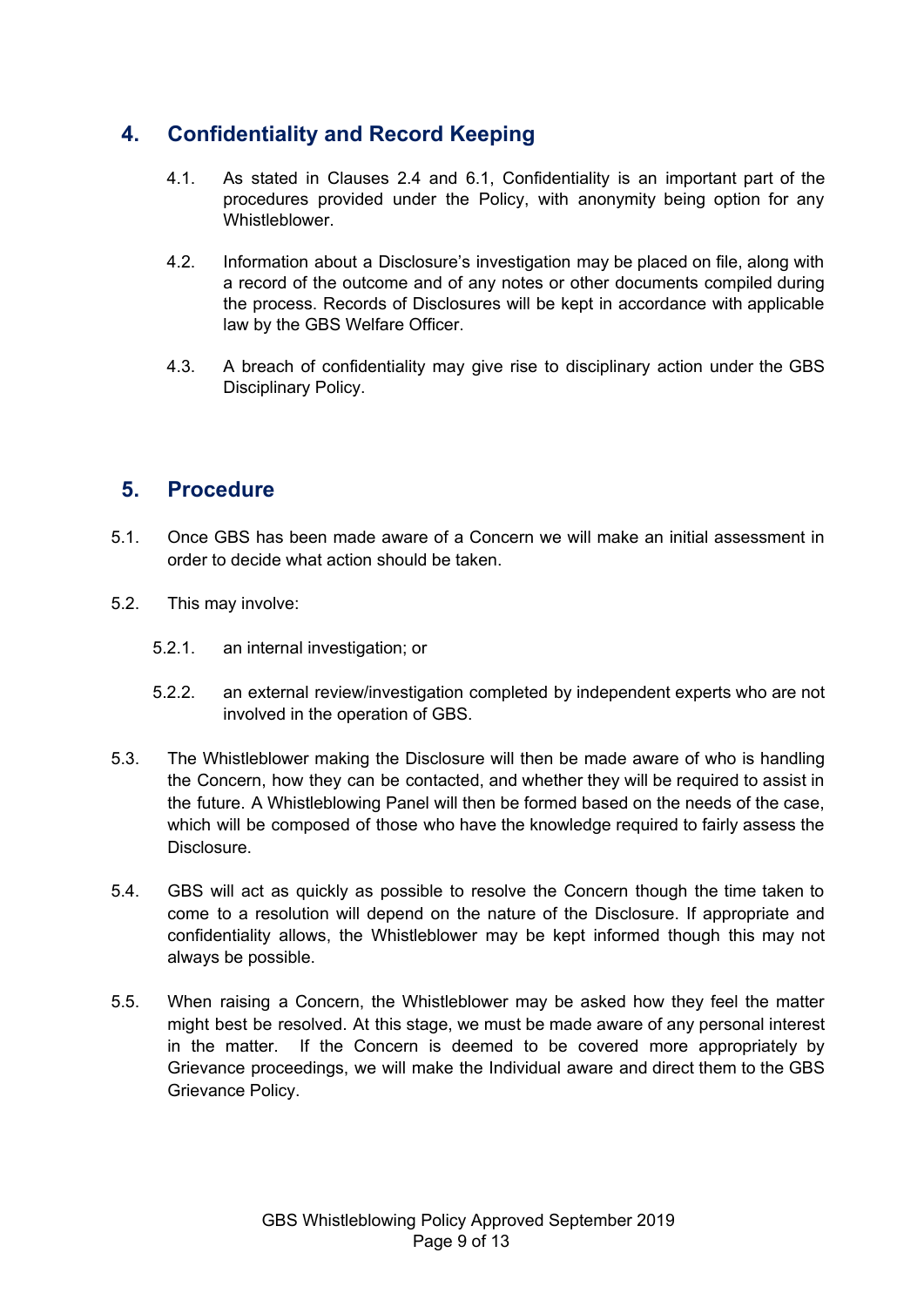## 4. Confidentiality and Record Keeping

4.1. As stated in Clauses 2.4 and 6.1, Confidentiality is an important part of the procedures provided under the Policy, with anonymity being option for any Whistleblower.

4.2. Information about a Disclosure's investigation may be placed on file, along with a record of the outcome and of any notes or other documents compiled during the process. Records of Disclosures will be kept in accordance with applicable law by the GBS Welfare Officer.

4.3. A breach of confidentiality may give rise to disciplinary action under the GBS Disciplinary Policy.

## 5. Procedure

5.1. Once GBS has been made aware of a Concern we will make an initial assessment in order to decide what action should be taken.

5.2. This may involve:

5.2.1. an internal investigation; or

5.2.2. an external review/investigation completed by independent experts who are not involved in the operation of GBS.

5.3. The Whistleblower making the Disclosure will then be made aware of who is handling the Concern, how they can be contacted, and whether they will be required to assist in the future. A Whistleblowing Panel will then be formed based on the needs of the case, which will be composed of those who have the knowledge required to fairly assess the Disclosure.

5.4. GBS will act as quickly as possible to resolve the Concern though the time taken to come to a resolution will depend on the nature of the Disclosure. If appropriate and confidentiality allows, the Whistleblower may be kept informed though this may not always be possible.

5.5. When raising a Concern, the Whistleblower may be asked how they feel the matter might best be resolved. At this stage, we must be made aware of any personal interest in the matter. If the Concern is deemed to be covered more appropriately by Grievance proceedings, we will make the Individual aware and direct them to the GBS Grievance Policy.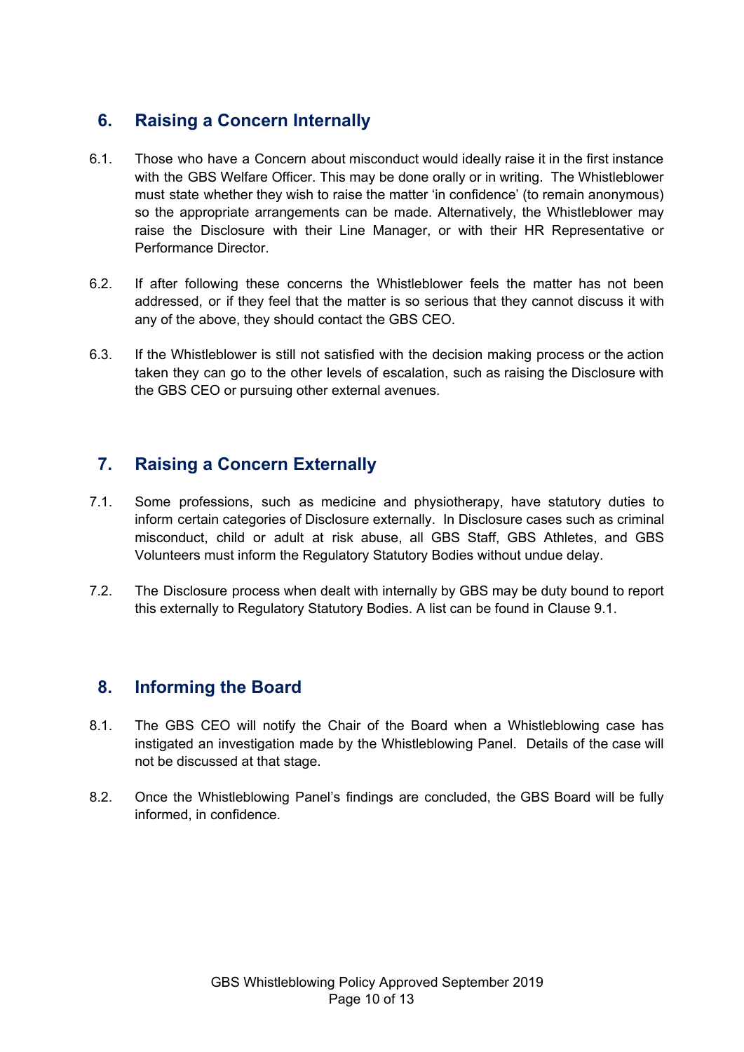## 6. Raising a Concern Internally

6.1. Those who have a Concern about misconduct would ideally raise it in the first instance with the GBS Welfare Officer. This may be done orally or in writing. The Whistleblower must state whether they wish to raise the matter 'in confidence' (to remain anonymous) so the appropriate arrangements can be made. Alternatively, the Whistleblower may raise the Disclosure with their Line Manager, or with their HR Representative or Performance Director.

6.2. If after following these concerns the Whistleblower feels the matter has not been addressed, or if they feel that the matter is so serious that they cannot discuss it with any of the above, they should contact the GBS CEO.

6.3. If the Whistleblower is still not satisfied with the decision making process or the action taken they can go to the other levels of escalation, such as raising the Disclosure with the GBS CEO or pursuing other external avenues.

## 7. Raising a Concern Externally

7.1. Some professions, such as medicine and physiotherapy, have statutory duties to inform certain categories of Disclosure externally. In Disclosure cases such as criminal misconduct, child or adult at risk abuse, all GBS Staff, GBS Athletes, and GBS Volunteers must inform the Regulatory Statutory Bodies without undue delay.

7.2. The Disclosure process when dealt with internally by GBS may be duty bound to report this externally to Regulatory Statutory Bodies. A list can be found in Clause 9.1.

## 8. Informing the Board

8.1. The GBS CEO will notify the Chair of the Board when a Whistleblowing case has instigated an investigation made by the Whistleblowing Panel. Details of the case will not be discussed at that stage.

8.2. Once the Whistleblowing Panel's findings are concluded, the GBS Board will be fully informed, in confidence.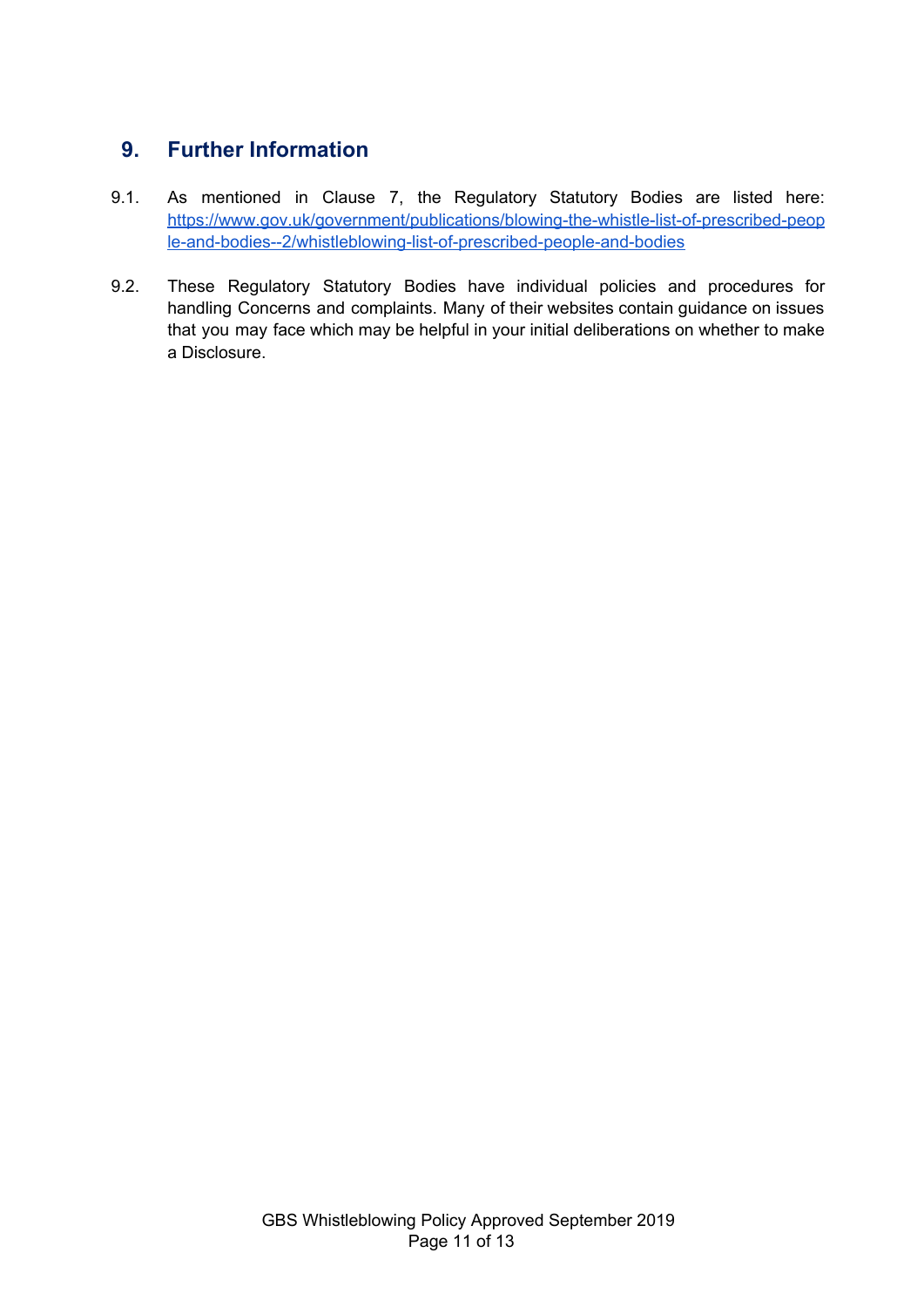## 9. Further Information

9.1. As mentioned in Clause 7, the Regulatory Statutory Bodies are listed here: [https://www.gov.uk/government/publications/blowing-the-whistle-list-of-prescribed-people-and-bodies--2/whistleblowing-list-of-prescribed-people-and-bodies](https://www.gov.uk/government/publications/blowing-the-whistle-list-of-prescribed-people-and-bodies--2/whistleblowing-list-of-prescribed-people-and-bodies)

9.2. These Regulatory Statutory Bodies have individual policies and procedures for handling Concerns and complaints. Many of their websites contain guidance on issues that you may face which may be helpful in your initial deliberations on whether to make a Disclosure.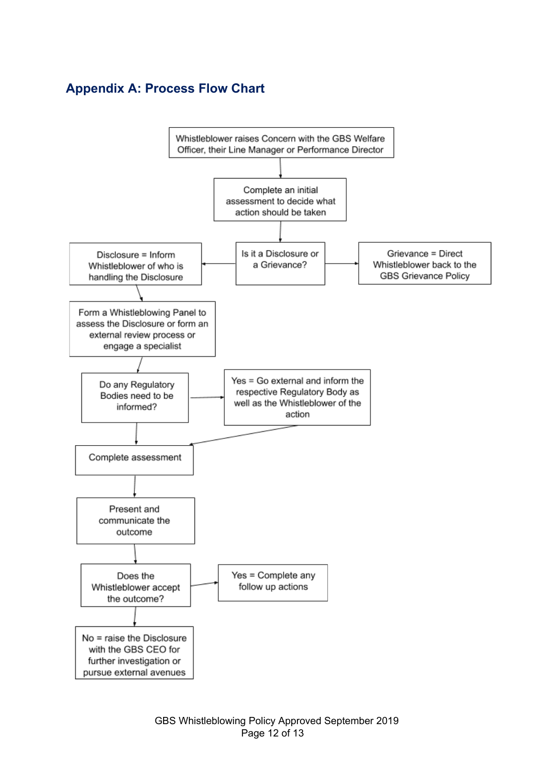## Appendix A: Process Flow Chart

Whistleblower raises Concern with the GBS Welfare Officer, their Line Manager or Performance Director

Complete an initial assessment to decide what action should be taken

Is it a Disclosure or a Grievance?

Grievance = Direct Whistleblower back to the GBS Grievance Policy

Disclosure = Inform Whistleblower of who is handling the Disclosure

Form a Whistleblowing Panel to assess the Disclosure or form an external review process or engage a specialist

Do any Regulatory Bodies need to be informed?

Yes = Go external and inform the respective Regulatory Body as well as the Whistleblower of the action

Complete assessment

Present and communicate the outcome

Does the Whistleblower accept the outcome?

Yes = Complete any follow up actions

No = raise the Disclosure with the GBS CEO for further investigation or pursue external avenues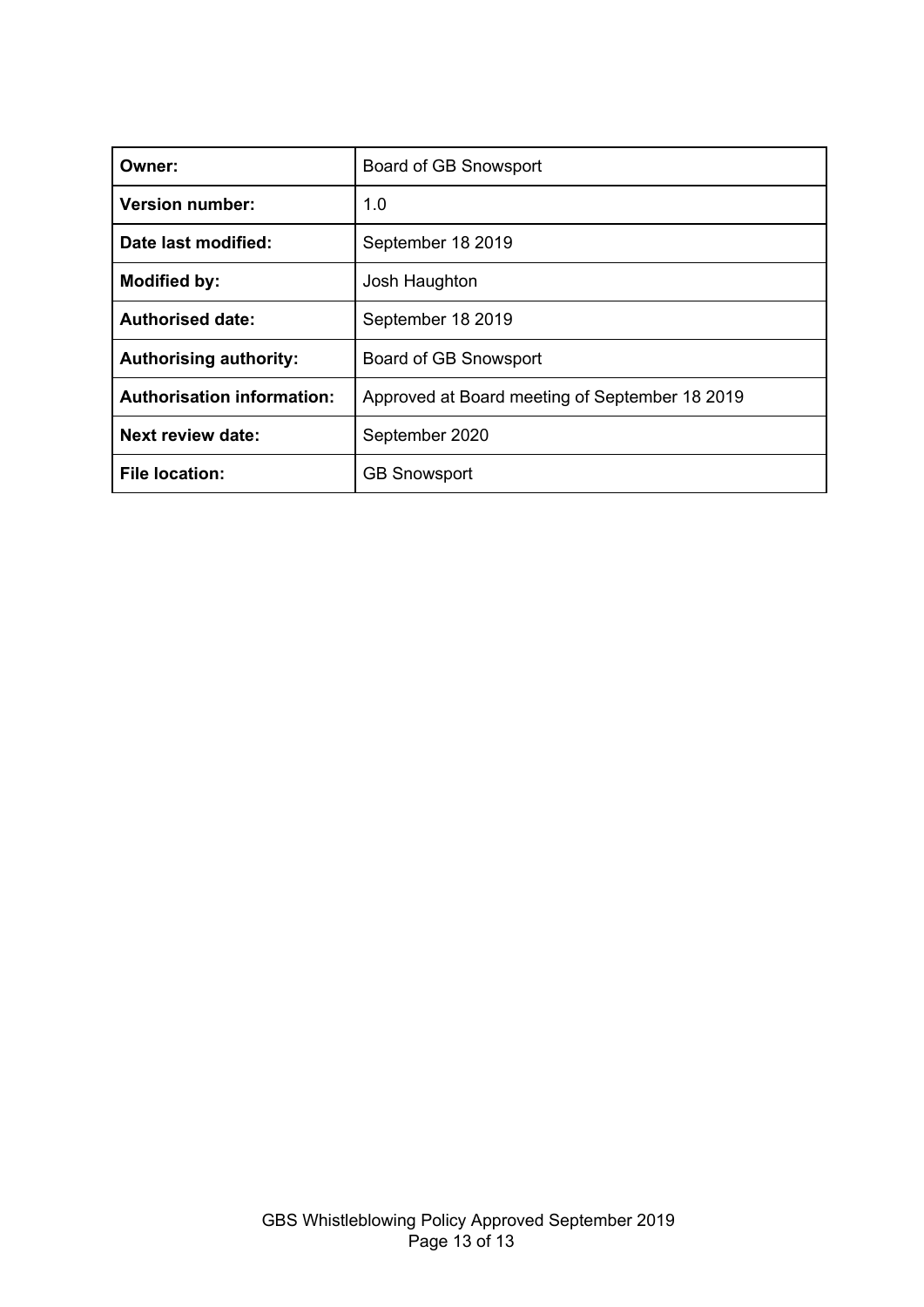| | |
|---|---|
| **Owner:** | Board of GB Snowsport |
| **Version number:** | 1.0 |
| **Date last modified:** | September 18 2019 |
| **Modified by:** | Josh Haughton |
| **Authorised date:** | September 18 2019 |
| **Authorising authority:** | Board of GB Snowsport |
| **Authorisation information:** | Approved at Board meeting of September 18 2019 |
| **Next review date:** | September 2020 |
| **File location:** | GB Snowsport |